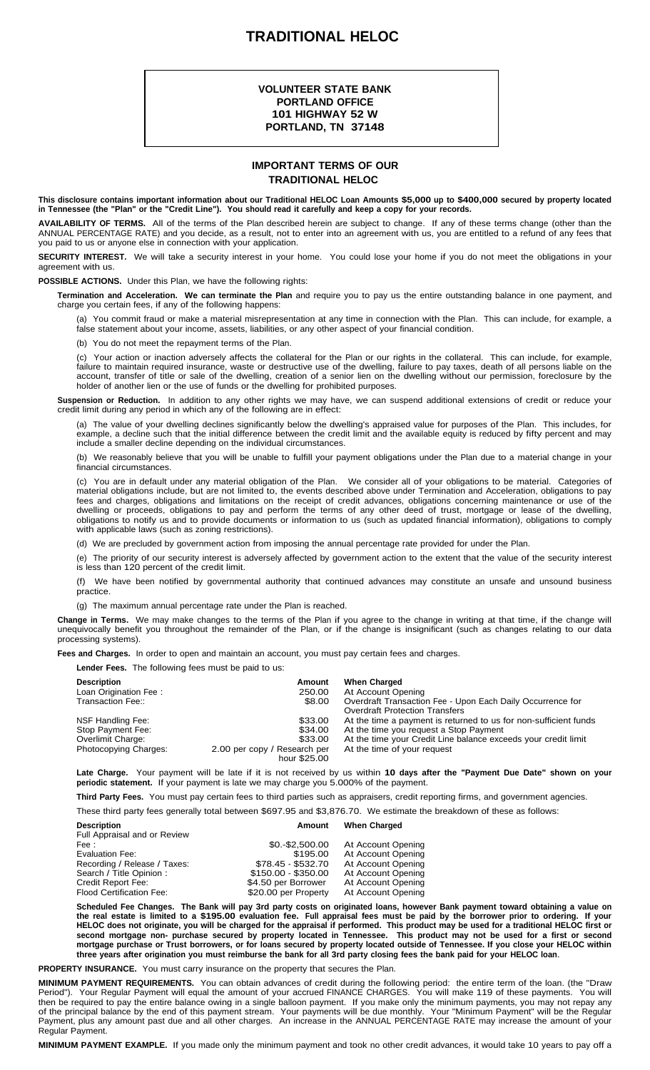# TRADITIONAL HELOC

**VOLUNTEER STATE BANK**
**PORTLAND OFFICE**
**101 HIGHWAY 52 W**
**PORTLAND, TN 37148**

## IMPORTANT TERMS OF OUR TRADITIONAL HELOC

**This disclosure contains important information about our Traditional HELOC Loan Amounts $5,000 up to $400,000 secured by property located in Tennessee (the "Plan" or the "Credit Line"). You should read it carefully and keep a copy for your records.**

**AVAILABILITY OF TERMS.** All of the terms of the Plan described herein are subject to change. If any of these terms change (other than the ANNUAL PERCENTAGE RATE) and you decide, as a result, not to enter into an agreement with us, you are entitled to a refund of any fees that you paid to us or anyone else in connection with your application.

**SECURITY INTEREST.** We will take a security interest in your home. You could lose your home if you do not meet the obligations in your agreement with us.

**POSSIBLE ACTIONS.** Under this Plan, we have the following rights:

**Termination and Acceleration. We can terminate the Plan** and require you to pay us the entire outstanding balance in one payment, and charge you certain fees, if any of the following happens:

(a) You commit fraud or make a material misrepresentation at any time in connection with the Plan. This can include, for example, a false statement about your income, assets, liabilities, or any other aspect of your financial condition.

(b) You do not meet the repayment terms of the Plan.

(c) Your action or inaction adversely affects the collateral for the Plan or our rights in the collateral. This can include, for example, failure to maintain required insurance, waste or destructive use of the dwelling, failure to pay taxes, death of all persons liable on the account, transfer of title or sale of the dwelling, creation of a senior lien on the dwelling without our permission, foreclosure by the holder of another lien or the use of funds or the dwelling for prohibited purposes.

**Suspension or Reduction.** In addition to any other rights we may have, we can suspend additional extensions of credit or reduce your credit limit during any period in which any of the following are in effect:

(a) The value of your dwelling declines significantly below the dwelling's appraised value for purposes of the Plan. This includes, for example, a decline such that the initial difference between the credit limit and the available equity is reduced by fifty percent and may include a smaller decline depending on the individual circumstances.

(b) We reasonably believe that you will be unable to fulfill your payment obligations under the Plan due to a material change in your financial circumstances.

(c) You are in default under any material obligation of the Plan. We consider all of your obligations to be material. Categories of material obligations include, but are not limited to, the events described above under Termination and Acceleration, obligations to pay fees and charges, obligations and limitations on the receipt of credit advances, obligations concerning maintenance or use of the dwelling or proceeds, obligations to pay and perform the terms of any other deed of trust, mortgage or lease of the dwelling, obligations to notify us and to provide documents or information to us (such as updated financial information), obligations to comply with applicable laws (such as zoning restrictions).

(d) We are precluded by government action from imposing the annual percentage rate provided for under the Plan.

(e) The priority of our security interest is adversely affected by government action to the extent that the value of the security interest is less than 120 percent of the credit limit.

(f) We have been notified by governmental authority that continued advances may constitute an unsafe and unsound business practice.

(g) The maximum annual percentage rate under the Plan is reached.

**Change in Terms.** We may make changes to the terms of the Plan if you agree to the change in writing at that time, if the change will unequivocally benefit you throughout the remainder of the Plan, or if the change is insignificant (such as changes relating to our data processing systems).

**Fees and Charges.** In order to open and maintain an account, you must pay certain fees and charges.

**Lender Fees.** The following fees must be paid to us:

| Description | Amount | When Charged |
|---|---|---|
| Loan Origination Fee : | 250.00 | At Account Opening |
| Transaction Fee:: | $8.00 | Overdraft Transaction Fee - Upon Each Daily Occurrence for Overdraft Protection Transfers |
| NSF Handling Fee: | $33.00 | At the time a payment is returned to us for non-sufficient funds |
| Stop Payment Fee: | $34.00 | At the time you request a Stop Payment |
| Overlimit Charge: | $33.00 | At the time your Credit Line balance exceeds your credit limit |
| Photocopying Charges: | 2.00 per copy / Research per hour $25.00 | At the time of your request |

**Late Charge.** Your payment will be late if it is not received by us within **10 days after the "Payment Due Date" shown on your periodic statement.** If your payment is late we may charge you 5.000% of the payment.

**Third Party Fees.** You must pay certain fees to third parties such as appraisers, credit reporting firms, and government agencies.

These third party fees generally total between $697.95 and $3,876.70. We estimate the breakdown of these as follows:

| Description | Amount | When Charged |
|---|---|---|
| Full Appraisal and or Review Fee : | $0.-$2,500.00 | At Account Opening |
| Evaluation Fee: | $195.00 | At Account Opening |
| Recording / Release / Taxes: | $78.45 - $532.70 | At Account Opening |
| Search / Title Opinion : | $150.00 - $350.00 | At Account Opening |
| Credit Report Fee: | $4.50 per Borrower | At Account Opening |
| Flood Certification Fee: | $20.00 per Property | At Account Opening |

**Scheduled Fee Changes. The Bank will pay 3rd party costs on originated loans, however Bank payment toward obtaining a value on the real estate is limited to a $195.00 evaluation fee. Full appraisal fees must be paid by the borrower prior to ordering. If your HELOC does not originate, you will be charged for the appraisal if performed. This product may be used for a traditional HELOC first or second mortgage non- purchase secured by property located in Tennessee. This product may not be used for a first or second mortgage purchase or Trust borrowers, or for loans secured by property located outside of Tennessee. If you close your HELOC within three years after origination you must reimburse the bank for all 3rd party closing fees the bank paid for your HELOC loan**.

**PROPERTY INSURANCE.** You must carry insurance on the property that secures the Plan.

**MINIMUM PAYMENT REQUIREMENTS.** You can obtain advances of credit during the following period: the entire term of the loan. (the "Draw Period"). Your Regular Payment will equal the amount of your accrued FINANCE CHARGES. You will make 119 of these payments. You will then be required to pay the entire balance owing in a single balloon payment. If you make only the minimum payments, you may not repay any of the principal balance by the end of this payment stream. Your payments will be due monthly. Your "Minimum Payment" will be the Regular Payment, plus any amount past due and all other charges. An increase in the ANNUAL PERCENTAGE RATE may increase the amount of your Regular Payment.

**MINIMUM PAYMENT EXAMPLE.** If you made only the minimum payment and took no other credit advances, it would take 10 years to pay off a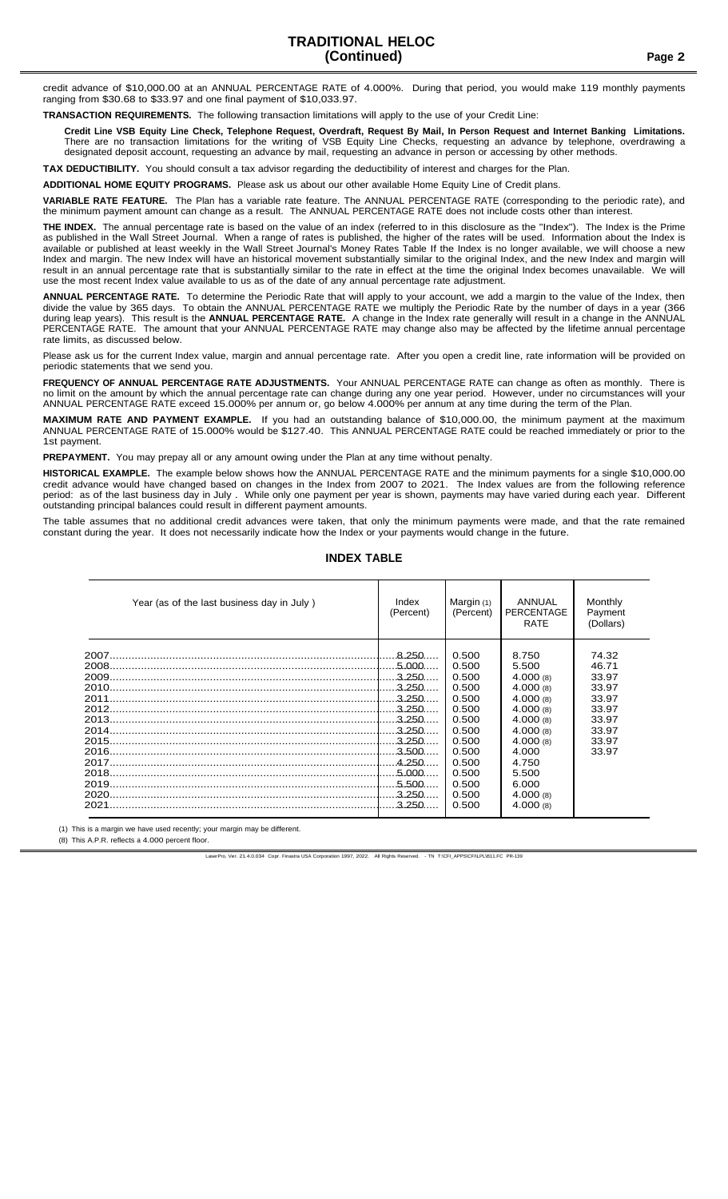credit advance of $10,000.00 at an ANNUAL PERCENTAGE RATE of 4.000%. During that period, you would make 119 monthly payments ranging from $30.68 to $33.97 and one final payment of $10,033.97.

**TRANSACTION REQUIREMENTS.** The following transaction limitations will apply to the use of your Credit Line:

**Credit Line VSB Equity Line Check, Telephone Request, Overdraft, Request By Mail, In Person Request and Internet Banking Limitations.** There are no transaction limitations for the writing of VSB Equity Line Checks, requesting an advance by telephone, overdrawing a designated deposit account, requesting an advance by mail, requesting an advance in person or accessing by other methods.

**TAX DEDUCTIBILITY.** You should consult a tax advisor regarding the deductibility of interest and charges for the Plan.

**ADDITIONAL HOME EQUITY PROGRAMS.** Please ask us about our other available Home Equity Line of Credit plans.

**VARIABLE RATE FEATURE.** The Plan has a variable rate feature. The ANNUAL PERCENTAGE RATE (corresponding to the periodic rate), and the minimum payment amount can change as a result. The ANNUAL PERCENTAGE RATE does not include costs other than interest.

**THE INDEX.** The annual percentage rate is based on the value of an index (referred to in this disclosure as the "Index"). The Index is the Prime as published in the Wall Street Journal. When a range of rates is published, the higher of the rates will be used. Information about the Index is available or published at least weekly in the Wall Street Journal's Money Rates Table If the Index is no longer available, we will choose a new Index and margin. The new Index will have an historical movement substantially similar to the original Index, and the new Index and margin will result in an annual percentage rate that is substantially similar to the rate in effect at the time the original Index becomes unavailable. We will use the most recent Index value available to us as of the date of any annual percentage rate adjustment.

**ANNUAL PERCENTAGE RATE.** To determine the Periodic Rate that will apply to your account, we add a margin to the value of the Index, then divide the value by 365 days. To obtain the ANNUAL PERCENTAGE RATE we multiply the Periodic Rate by the number of days in a year (366 during leap years). This result is the **ANNUAL PERCENTAGE RATE.** A change in the Index rate generally will result in a change in the ANNUAL PERCENTAGE RATE. The amount that your ANNUAL PERCENTAGE RATE may change also may be affected by the lifetime annual percentage rate limits, as discussed below.

Please ask us for the current Index value, margin and annual percentage rate. After you open a credit line, rate information will be provided on periodic statements that we send you.

**FREQUENCY OF ANNUAL PERCENTAGE RATE ADJUSTMENTS.** Your ANNUAL PERCENTAGE RATE can change as often as monthly. There is no limit on the amount by which the annual percentage rate can change during any one year period. However, under no circumstances will your ANNUAL PERCENTAGE RATE exceed 15.000% per annum or, go below 4.000% per annum at any time during the term of the Plan.

**MAXIMUM RATE AND PAYMENT EXAMPLE.** If you had an outstanding balance of $10,000.00, the minimum payment at the maximum ANNUAL PERCENTAGE RATE of 15.000% would be $127.40. This ANNUAL PERCENTAGE RATE could be reached immediately or prior to the 1st payment.

**PREPAYMENT.** You may prepay all or any amount owing under the Plan at any time without penalty.

**HISTORICAL EXAMPLE.** The example below shows how the ANNUAL PERCENTAGE RATE and the minimum payments for a single $10,000.00 credit advance would have changed based on changes in the Index from 2007 to 2021. The Index values are from the following reference period: as of the last business day in July . While only one payment per year is shown, payments may have varied during each year. Different outstanding principal balances could result in different payment amounts.

The table assumes that no additional credit advances were taken, that only the minimum payments were made, and that the rate remained constant during the year. It does not necessarily indicate how the Index or your payments would change in the future.

## INDEX TABLE

| Year (as of the last business day in July ) | Index (Percent) | Margin (1) (Percent) | ANNUAL PERCENTAGE RATE | Monthly Payment (Dollars) |
|---|---|---|---|---|
| 2007 | 8.250 | 0.500 | 8.750 | 74.32 |
| 2008 | 5.000 | 0.500 | 5.500 | 46.71 |
| 2009 | 3.250 | 0.500 | 4.000 (8) | 33.97 |
| 2010 | 3.250 | 0.500 | 4.000 (8) | 33.97 |
| 2011 | 3.250 | 0.500 | 4.000 (8) | 33.97 |
| 2012 | 3.250 | 0.500 | 4.000 (8) | 33.97 |
| 2013 | 3.250 | 0.500 | 4.000 (8) | 33.97 |
| 2014 | 3.250 | 0.500 | 4.000 (8) | 33.97 |
| 2015 | 3.250 | 0.500 | 4.000 (8) | 33.97 |
| 2016 | 3.500 | 0.500 | 4.000 | 33.97 |
| 2017 | 4.250 | 0.500 | 4.750 | |
| 2018 | 5.000 | 0.500 | 5.500 | |
| 2019 | 5.500 | 0.500 | 6.000 | |
| 2020 | 3.250 | 0.500 | 4.000 (8) | |
| 2021 | 3.250 | 0.500 | 4.000 (8) | |

(1) This is a margin we have used recently; your margin may be different.

(8) This A.P.R. reflects a 4.000 percent floor.